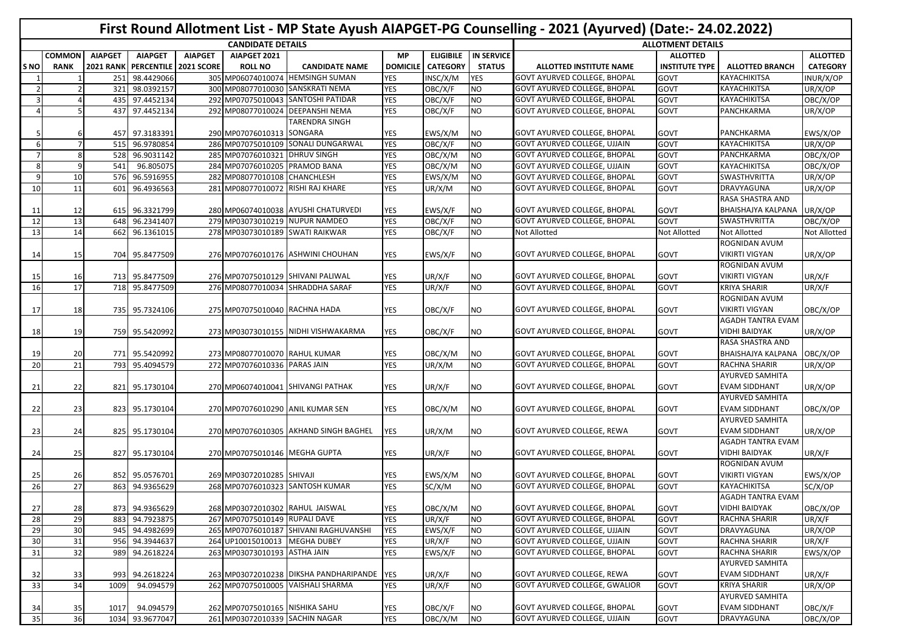# First Round Allotment List - MP State Ayush AIAPGET-PG Counselling - 2021 (Ayurved) (Date:- 24.02.2022)

| | CANDIDATE DETAILS | | | | | | | | | ALLOTMENT DETAILS | | | |
|---|---|---|---|---|---|---|---|---|---|---|---|---|---|
| S NO | COMMON RANK | AIAPGET 2021 RANK | AIAPGET PERCENTILE | AIAPGET 2021 SCORE | AIAPGET 2021 ROLL NO | CANDIDATE NAME | MP DOMICILE | ELIGIBILE CATEGORY | IN SERVICE STATUS | ALLOTTED INSTITUTE NAME | ALLOTTED INSTITUTE TYPE | ALLOTTED BRANCH | ALLOTTED CATEGORY |
| 1 | 1 | 251 | 98.4429066 | 305 | MP06074010074 | HEMSINGH SUMAN | YES | INSC/X/M | YES | GOVT AYURVED COLLEGE, BHOPAL | GOVT | KAYACHIKITSA | INUR/X/OP |
| 2 | 2 | 321 | 98.0392157 | 300 | MP08077010030 | SANSKRATI NEMA | YES | OBC/X/F | NO | GOVT AYURVED COLLEGE, BHOPAL | GOVT | KAYACHIKITSA | UR/X/OP |
| 3 | 4 | 435 | 97.4452134 | 292 | MP07075010043 | SANTOSHI PATIDAR | YES | OBC/X/F | NO | GOVT AYURVED COLLEGE, BHOPAL | GOVT | KAYACHIKITSA | OBC/X/OP |
| 4 | 5 | 437 | 97.4452134 | 292 | MP08077010024 | DEEPANSHI NEMA | YES | OBC/X/F | NO | GOVT AYURVED COLLEGE, BHOPAL | GOVT | PANCHKARMA | UR/X/OP |
| 5 | 6 | 457 | 97.3183391 | 290 | MP07076010313 | TARENDRA SINGH SONGARA | YES | EWS/X/M | NO | GOVT AYURVED COLLEGE, BHOPAL | GOVT | PANCHKARMA | EWS/X/OP |
| 6 | 7 | 515 | 96.9780854 | 286 | MP07075010109 | SONALI DUNGARWAL | YES | OBC/X/F | NO | GOVT AYURVED COLLEGE, UJJAIN | GOVT | KAYACHIKITSA | UR/X/OP |
| 7 | 8 | 528 | 96.9031142 | 285 | MP07076010321 | DHRUV SINGH | YES | OBC/X/M | NO | GOVT AYURVED COLLEGE, BHOPAL | GOVT | PANCHKARMA | OBC/X/OP |
| 8 | 9 | 541 | 96.805075 | 284 | MP07076010205 | PRAMOD BANA | YES | OBC/X/M | NO | GOVT AYURVED COLLEGE, UJJAIN | GOVT | KAYACHIKITSA | OBC/X/OP |
| 9 | 10 | 576 | 96.5916955 | 282 | MP08077010108 | CHANCHLESH | YES | EWS/X/M | NO | GOVT AYURVED COLLEGE, BHOPAL | GOVT | SWASTHVRITTA | UR/X/OP |
| 10 | 11 | 601 | 96.4936563 | 281 | MP08077010072 | RISHI RAJ KHARE | YES | UR/X/M | NO | GOVT AYURVED COLLEGE, BHOPAL | GOVT | DRAVYAGUNA | UR/X/OP |
| 11 | 12 | 615 | 96.3321799 | 280 | MP06074010038 | AYUSHI CHATURVEDI | YES | EWS/X/F | NO | GOVT AYURVED COLLEGE, BHOPAL | GOVT | RASA SHASTRA AND BHAISHAJYA KALPANA | UR/X/OP |
| 12 | 13 | 648 | 96.2341407 | 279 | MP03073010219 | NUPUR NAMDEO | YES | OBC/X/F | NO | GOVT AYURVED COLLEGE, BHOPAL | GOVT | SWASTHVRITTA | OBC/X/OP |
| 13 | 14 | 662 | 96.1361015 | 278 | MP03073010189 | SWATI RAIKWAR | YES | OBC/X/F | NO | Not Allotted | Not Allotted | Not Allotted | Not Allotted |
| 14 | 15 | 704 | 95.8477509 | 276 | MP07076010176 | ASHWINI CHOUHAN | YES | EWS/X/F | NO | GOVT AYURVED COLLEGE, BHOPAL | GOVT | ROGNIDAN AVUM VIKIRTI VIGYAN | UR/X/OP |
| 15 | 16 | 713 | 95.8477509 | 276 | MP07075010129 | SHIVANI PALIWAL | YES | UR/X/F | NO | GOVT AYURVED COLLEGE, BHOPAL | GOVT | ROGNIDAN AVUM VIKIRTI VIGYAN | UR/X/F |
| 16 | 17 | 718 | 95.8477509 | 276 | MP08077010034 | SHRADDHA SARAF | YES | UR/X/F | NO | GOVT AYURVED COLLEGE, BHOPAL | GOVT | KRIYA SHARIR | UR/X/F |
| 17 | 18 | 735 | 95.7324106 | 275 | MP07075010040 | RACHNA HADA | YES | OBC/X/F | NO | GOVT AYURVED COLLEGE, BHOPAL | GOVT | ROGNIDAN AVUM VIKIRTI VIGYAN | OBC/X/OP |
| 18 | 19 | 759 | 95.5420992 | 273 | MP03073010155 | NIDHI VISHWAKARMA | YES | OBC/X/F | NO | GOVT AYURVED COLLEGE, BHOPAL | GOVT | AGADH TANTRA EVAM VIDHI BAIDYAK | UR/X/OP |
| 19 | 20 | 771 | 95.5420992 | 273 | MP08077010070 | RAHUL KUMAR | YES | OBC/X/M | NO | GOVT AYURVED COLLEGE, BHOPAL | GOVT | RASA SHASTRA AND BHAISHAJYA KALPANA | OBC/X/OP |
| 20 | 21 | 793 | 95.4094579 | 272 | MP07076010336 | PARAS JAIN | YES | UR/X/M | NO | GOVT AYURVED COLLEGE, BHOPAL | GOVT | RACHNA SHARIR | UR/X/OP |
| 21 | 22 | 821 | 95.1730104 | 270 | MP06074010041 | SHIVANGI PATHAK | YES | UR/X/F | NO | GOVT AYURVED COLLEGE, BHOPAL | GOVT | AYURVED SAMHITA EVAM SIDDHANT | UR/X/OP |
| 22 | 23 | 823 | 95.1730104 | 270 | MP07076010290 | ANIL KUMAR SEN | YES | OBC/X/M | NO | GOVT AYURVED COLLEGE, BHOPAL | GOVT | AYURVED SAMHITA EVAM SIDDHANT | OBC/X/OP |
| 23 | 24 | 825 | 95.1730104 | 270 | MP07076010305 | AKHAND SINGH BAGHEL | YES | UR/X/M | NO | GOVT AYURVED COLLEGE, REWA | GOVT | AYURVED SAMHITA EVAM SIDDHANT | UR/X/OP |
| 24 | 25 | 827 | 95.1730104 | 270 | MP07075010146 | MEGHA GUPTA | YES | UR/X/F | NO | GOVT AYURVED COLLEGE, BHOPAL | GOVT | AGADH TANTRA EVAM VIDHI BAIDYAK | UR/X/F |
| 25 | 26 | 852 | 95.0576701 | 269 | MP03072010285 | SHIVAJI | YES | EWS/X/M | NO | GOVT AYURVED COLLEGE, BHOPAL | GOVT | ROGNIDAN AVUM VIKIRTI VIGYAN | EWS/X/OP |
| 26 | 27 | 863 | 94.9365629 | 268 | MP07076010323 | SANTOSH KUMAR | YES | SC/X/M | NO | GOVT AYURVED COLLEGE, BHOPAL | GOVT | KAYACHIKITSA | SC/X/OP |
| 27 | 28 | 873 | 94.9365629 | 268 | MP03072010302 | RAHUL JAISWAL | YES | OBC/X/M | NO | GOVT AYURVED COLLEGE, BHOPAL | GOVT | AGADH TANTRA EVAM VIDHI BAIDYAK | OBC/X/OP |
| 28 | 29 | 883 | 94.7923875 | 267 | MP07075010149 | RUPALI DAVE | YES | UR/X/F | NO | GOVT AYURVED COLLEGE, BHOPAL | GOVT | RACHNA SHARIR | UR/X/F |
| 29 | 30 | 945 | 94.4982699 | 265 | MP07076010187 | SHIVANI RAGHUVANSHI | YES | EWS/X/F | NO | GOVT AYURVED COLLEGE, UJJAIN | GOVT | DRAVYAGUNA | UR/X/OP |
| 30 | 31 | 956 | 94.3944637 | 264 | UP10015010013 | MEGHA DUBEY | YES | UR/X/F | NO | GOVT AYURVED COLLEGE, UJJAIN | GOVT | RACHNA SHARIR | UR/X/F |
| 31 | 32 | 989 | 94.2618224 | 263 | MP03073010193 | ASTHA JAIN | YES | EWS/X/F | NO | GOVT AYURVED COLLEGE, BHOPAL | GOVT | RACHNA SHARIR | EWS/X/OP |
| 32 | 33 | 993 | 94.2618224 | 263 | MP03072010238 | DIKSHA PANDHARIPANDE | YES | UR/X/F | NO | GOVT AYURVED COLLEGE, REWA | GOVT | AYURVED SAMHITA EVAM SIDDHANT | UR/X/F |
| 33 | 34 | 1009 | 94.094579 | 262 | MP07075010005 | VAISHALI SHARMA | YES | UR/X/F | NO | GOVT AYURVED COLLEGE, GWALIOR | GOVT | KRIYA SHARIR | UR/X/OP |
| 34 | 35 | 1017 | 94.094579 | 262 | MP07075010165 | NISHIKA SAHU | YES | OBC/X/F | NO | GOVT AYURVED COLLEGE, BHOPAL | GOVT | AYURVED SAMHITA EVAM SIDDHANT | OBC/X/F |
| 35 | 36 | 1034 | 93.9677047 | 261 | MP03072010339 | SACHIN NAGAR | YES | OBC/X/M | NO | GOVT AYURVED COLLEGE, UJJAIN | GOVT | DRAVYAGUNA | OBC/X/OP |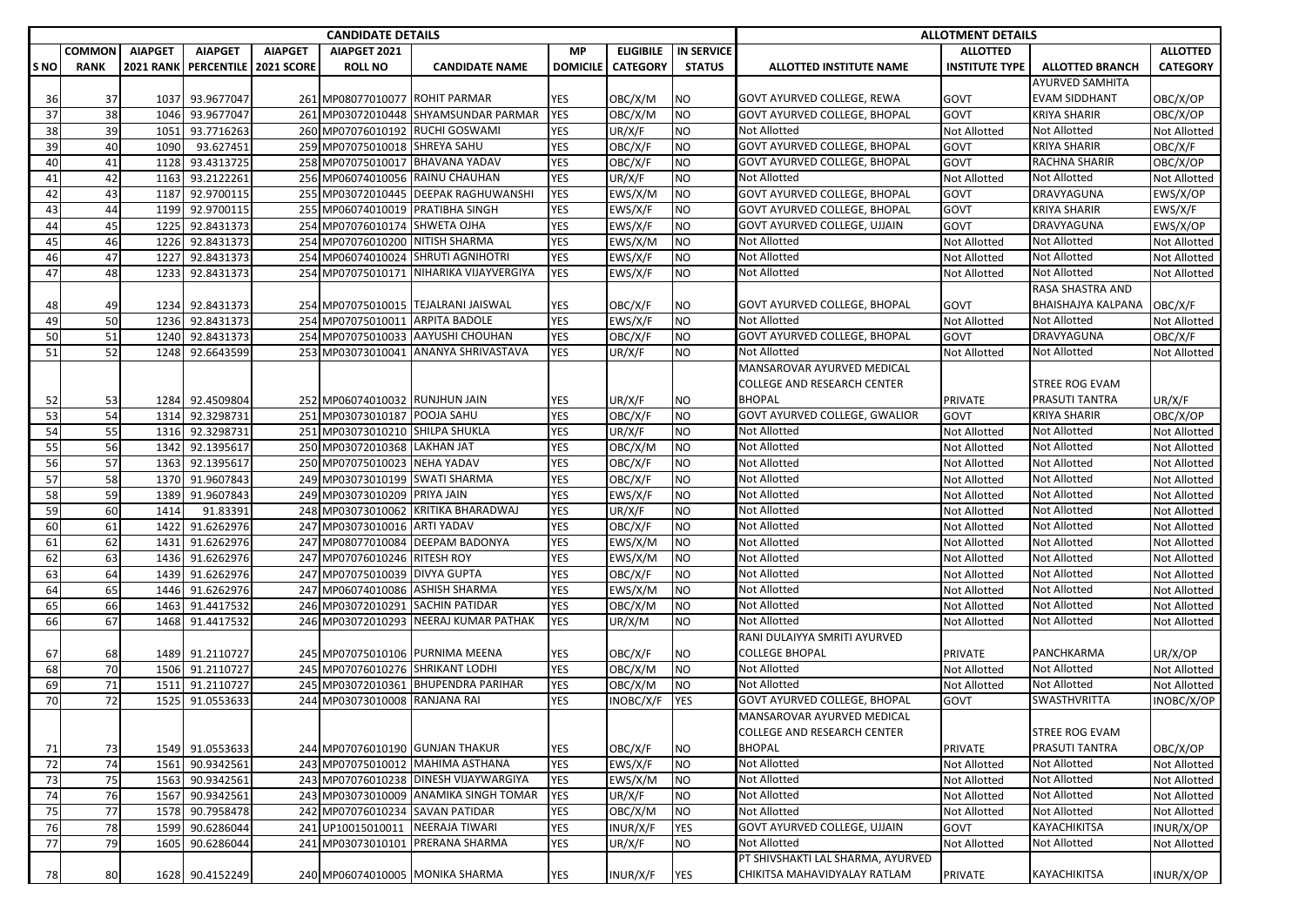| CANDIDATE DETAILS | | | | | | | | | | ALLOTMENT DETAILS | | | |
|---|---|---|---|---|---|---|---|---|---|---|---|---|---|
| S NO | COMMON RANK | AIAPGET 2021 RANK | AIAPGET PERCENTILE | AIAPGET 2021 SCORE | AIAPGET 2021 ROLL NO | CANDIDATE NAME | MP DOMICILE | ELIGIBILE CATEGORY | IN SERVICE STATUS | ALLOTTED INSTITUTE NAME | ALLOTTED INSTITUTE TYPE | ALLOTTED BRANCH | ALLOTTED CATEGORY |
| 36 | 37 | 1037 | 93.9677047 | 261 | MP08077010077 | ROHIT PARMAR | YES | OBC/X/M | NO | GOVT AYURVED COLLEGE, REWA | GOVT | AYURVED SAMHITA EVAM SIDDHANT | OBC/X/OP |
| 37 | 38 | 1046 | 93.9677047 | 261 | MP03072010448 | SHYAMSUNDAR PARMAR | YES | OBC/X/M | NO | GOVT AYURVED COLLEGE, BHOPAL | GOVT | KRIYA SHARIR | OBC/X/OP |
| 38 | 39 | 1051 | 93.7716263 | 260 | MP07076010192 | RUCHI GOSWAMI | YES | UR/X/F | NO | Not Allotted | Not Allotted | Not Allotted | Not Allotted |
| 39 | 40 | 1090 | 93.627451 | 259 | MP07075010018 | SHREYA SAHU | YES | OBC/X/F | NO | GOVT AYURVED COLLEGE, BHOPAL | GOVT | KRIYA SHARIR | OBC/X/F |
| 40 | 41 | 1128 | 93.4313725 | 258 | MP07075010017 | BHAVANA YADAV | YES | OBC/X/F | NO | GOVT AYURVED COLLEGE, BHOPAL | GOVT | RACHNA SHARIR | OBC/X/OP |
| 41 | 42 | 1163 | 93.2122261 | 256 | MP06074010056 | RAINU CHAUHAN | YES | UR/X/F | NO | Not Allotted | Not Allotted | Not Allotted | Not Allotted |
| 42 | 43 | 1187 | 92.9700115 | 255 | MP03072010445 | DEEPAK RAGHUWANSHI | YES | EWS/X/M | NO | GOVT AYURVED COLLEGE, BHOPAL | GOVT | DRAVYAGUNA | EWS/X/OP |
| 43 | 44 | 1199 | 92.9700115 | 255 | MP06074010019 | PRATIBHA SINGH | YES | EWS/X/F | NO | GOVT AYURVED COLLEGE, BHOPAL | GOVT | KRIYA SHARIR | EWS/X/F |
| 44 | 45 | 1225 | 92.8431373 | 254 | MP07076010174 | SHWETA OJHA | YES | EWS/X/F | NO | GOVT AYURVED COLLEGE, UJJAIN | GOVT | DRAVYAGUNA | EWS/X/OP |
| 45 | 46 | 1226 | 92.8431373 | 254 | MP07076010200 | NITISH SHARMA | YES | EWS/X/M | NO | Not Allotted | Not Allotted | Not Allotted | Not Allotted |
| 46 | 47 | 1227 | 92.8431373 | 254 | MP06074010024 | SHRUTI AGNIHOTRI | YES | EWS/X/F | NO | Not Allotted | Not Allotted | Not Allotted | Not Allotted |
| 47 | 48 | 1233 | 92.8431373 | 254 | MP07075010171 | NIHARIKA VIJAYVERGIYA | YES | EWS/X/F | NO | Not Allotted | Not Allotted | Not Allotted | Not Allotted |
| 48 | 49 | 1234 | 92.8431373 | 254 | MP07075010015 | TEJALRANI JAISWAL | YES | OBC/X/F | NO | GOVT AYURVED COLLEGE, BHOPAL | GOVT | RASA SHASTRA AND BHAISHAJYA KALPANA | OBC/X/F |
| 49 | 50 | 1236 | 92.8431373 | 254 | MP07075010011 | ARPITA BADOLE | YES | EWS/X/F | NO | Not Allotted | Not Allotted | Not Allotted | Not Allotted |
| 50 | 51 | 1240 | 92.8431373 | 254 | MP07075010033 | AAYUSHI CHOUHAN | YES | OBC/X/F | NO | GOVT AYURVED COLLEGE, BHOPAL | GOVT | DRAVYAGUNA | OBC/X/F |
| 51 | 52 | 1248 | 92.6643599 | 253 | MP03073010041 | ANANYA SHRIVASTAVA | YES | UR/X/F | NO | Not Allotted | Not Allotted | Not Allotted | Not Allotted |
| 52 | 53 | 1284 | 92.4509804 | 252 | MP06074010032 | RUNJHUN JAIN | YES | UR/X/F | NO | MANSAROVAR AYURVED MEDICAL COLLEGE AND RESEARCH CENTER BHOPAL | PRIVATE | STREE ROG EVAM PRASUTI TANTRA | UR/X/F |
| 53 | 54 | 1314 | 92.3298731 | 251 | MP03073010187 | POOJA SAHU | YES | OBC/X/F | NO | GOVT AYURVED COLLEGE, GWALIOR | GOVT | KRIYA SHARIR | OBC/X/OP |
| 54 | 55 | 1316 | 92.3298731 | 251 | MP03073010210 | SHILPA SHUKLA | YES | UR/X/F | NO | Not Allotted | Not Allotted | Not Allotted | Not Allotted |
| 55 | 56 | 1342 | 92.1395617 | 250 | MP03072010368 | LAKHAN JAT | YES | OBC/X/M | NO | Not Allotted | Not Allotted | Not Allotted | Not Allotted |
| 56 | 57 | 1363 | 92.1395617 | 250 | MP07075010023 | NEHA YADAV | YES | OBC/X/F | NO | Not Allotted | Not Allotted | Not Allotted | Not Allotted |
| 57 | 58 | 1370 | 91.9607843 | 249 | MP03073010199 | SWATI SHARMA | YES | OBC/X/F | NO | Not Allotted | Not Allotted | Not Allotted | Not Allotted |
| 58 | 59 | 1389 | 91.9607843 | 249 | MP03073010209 | PRIYA JAIN | YES | EWS/X/F | NO | Not Allotted | Not Allotted | Not Allotted | Not Allotted |
| 59 | 60 | 1414 | 91.83391 | 248 | MP03073010062 | KRITIKA BHARADWAJ | YES | UR/X/F | NO | Not Allotted | Not Allotted | Not Allotted | Not Allotted |
| 60 | 61 | 1422 | 91.6262976 | 247 | MP03073010016 | ARTI YADAV | YES | OBC/X/F | NO | Not Allotted | Not Allotted | Not Allotted | Not Allotted |
| 61 | 62 | 1431 | 91.6262976 | 247 | MP08077010084 | DEEPAM BADONYA | YES | EWS/X/M | NO | Not Allotted | Not Allotted | Not Allotted | Not Allotted |
| 62 | 63 | 1436 | 91.6262976 | 247 | MP07076010246 | RITESH ROY | YES | EWS/X/M | NO | Not Allotted | Not Allotted | Not Allotted | Not Allotted |
| 63 | 64 | 1439 | 91.6262976 | 247 | MP07075010039 | DIVYA GUPTA | YES | OBC/X/F | NO | Not Allotted | Not Allotted | Not Allotted | Not Allotted |
| 64 | 65 | 1446 | 91.6262976 | 247 | MP06074010086 | ASHISH SHARMA | YES | EWS/X/M | NO | Not Allotted | Not Allotted | Not Allotted | Not Allotted |
| 65 | 66 | 1463 | 91.4417532 | 246 | MP03072010291 | SACHIN PATIDAR | YES | OBC/X/M | NO | Not Allotted | Not Allotted | Not Allotted | Not Allotted |
| 66 | 67 | 1468 | 91.4417532 | 246 | MP03072010293 | NEERAJ KUMAR PATHAK | YES | UR/X/M | NO | Not Allotted | Not Allotted | Not Allotted | Not Allotted |
| 67 | 68 | 1489 | 91.2110727 | 245 | MP07075010106 | PURNIMA MEENA | YES | OBC/X/F | NO | RANI DULAIYYA SMRITI AYURVED COLLEGE BHOPAL | PRIVATE | PANCHKARMA | UR/X/OP |
| 68 | 70 | 1506 | 91.2110727 | 245 | MP07076010276 | SHRIKANT LODHI | YES | OBC/X/M | NO | Not Allotted | Not Allotted | Not Allotted | Not Allotted |
| 69 | 71 | 1511 | 91.2110727 | 245 | MP03072010361 | BHUPENDRA PARIHAR | YES | OBC/X/M | NO | Not Allotted | Not Allotted | Not Allotted | Not Allotted |
| 70 | 72 | 1525 | 91.0553633 | 244 | MP03073010008 | RANJANA RAI | YES | INOBC/X/F | YES | GOVT AYURVED COLLEGE, BHOPAL | GOVT | SWASTHVRITTA | INOBC/X/OP |
| 71 | 73 | 1549 | 91.0553633 | 244 | MP07076010190 | GUNJAN THAKUR | YES | OBC/X/F | NO | MANSAROVAR AYURVED MEDICAL COLLEGE AND RESEARCH CENTER BHOPAL | PRIVATE | STREE ROG EVAM PRASUTI TANTRA | OBC/X/OP |
| 72 | 74 | 1561 | 90.9342561 | 243 | MP07075010012 | MAHIMA ASTHANA | YES | EWS/X/F | NO | Not Allotted | Not Allotted | Not Allotted | Not Allotted |
| 73 | 75 | 1563 | 90.9342561 | 243 | MP07076010238 | DINESH VIJAYWARGIYA | YES | EWS/X/M | NO | Not Allotted | Not Allotted | Not Allotted | Not Allotted |
| 74 | 76 | 1567 | 90.9342561 | 243 | MP03073010009 | ANAMIKA SINGH TOMAR | YES | UR/X/F | NO | Not Allotted | Not Allotted | Not Allotted | Not Allotted |
| 75 | 77 | 1578 | 90.7958478 | 242 | MP07076010234 | SAVAN PATIDAR | YES | OBC/X/M | NO | Not Allotted | Not Allotted | Not Allotted | Not Allotted |
| 76 | 78 | 1599 | 90.6286044 | 241 | UP10015010011 | NEERAJA TIWARI | YES | INUR/X/F | YES | GOVT AYURVED COLLEGE, UJJAIN | GOVT | KAYACHIKITSA | INUR/X/OP |
| 77 | 79 | 1605 | 90.6286044 | 241 | MP03073010101 | PRERANA SHARMA | YES | UR/X/F | NO | Not Allotted | Not Allotted | Not Allotted | Not Allotted |
| 78 | 80 | 1628 | 90.4152249 | 240 | MP06074010005 | MONIKA SHARMA | YES | INUR/X/F | YES | PT SHIVSHAKTI LAL SHARMA, AYURVED CHIKITSA MAHAVIDYALAY RATLAM | PRIVATE | KAYACHIKITSA | INUR/X/OP |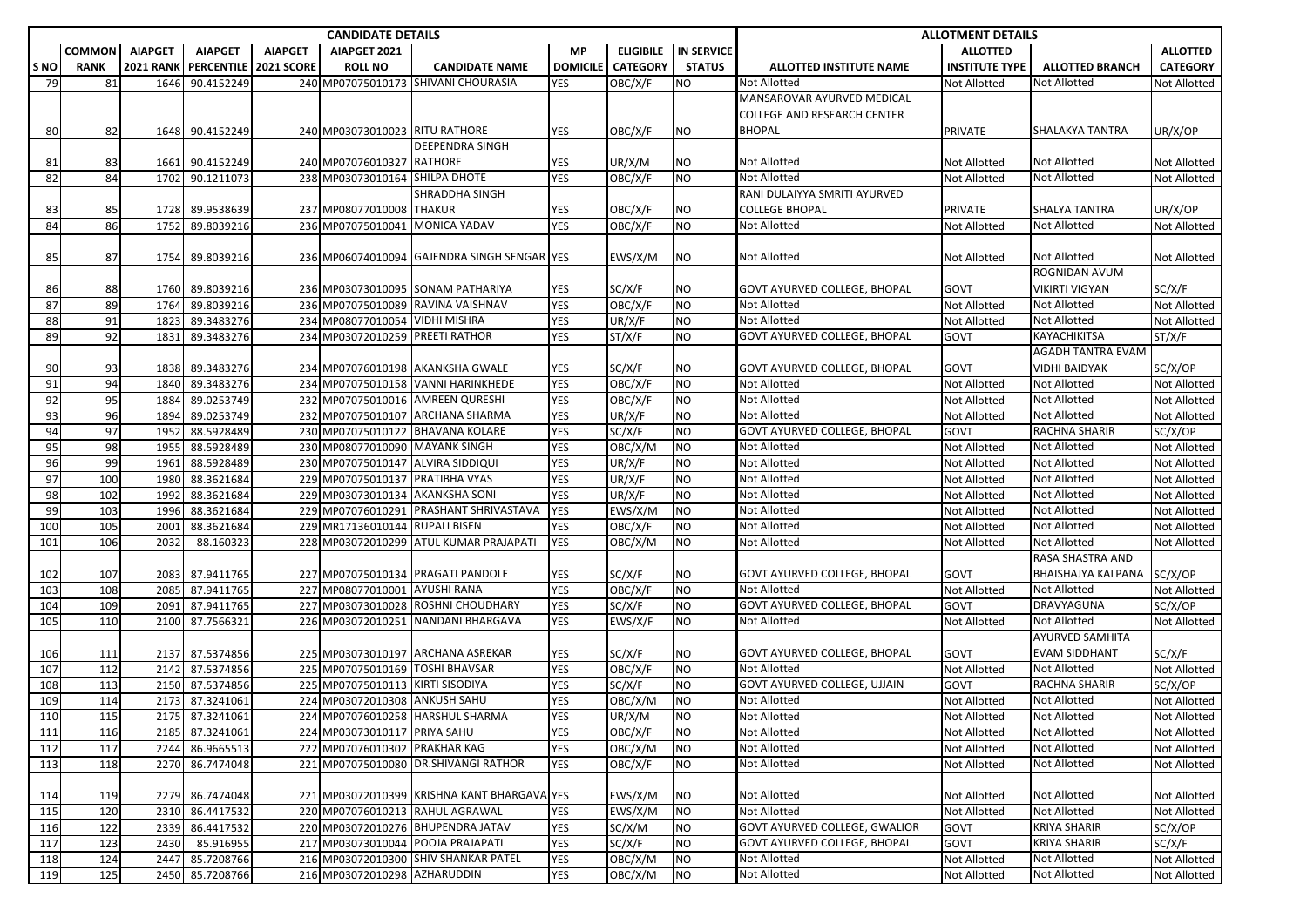| CANDIDATE DETAILS | | | | | | | | | | ALLOTMENT DETAILS | | | |
|---|---|---|---|---|---|---|---|---|---|---|---|---|---|
| S NO | COMMON RANK | AIAPGET 2021 RANK | AIAPGET PERCENTILE | AIAPGET 2021 SCORE | AIAPGET 2021 ROLL NO | CANDIDATE NAME | MP DOMICILE | ELIGIBILE CATEGORY | IN SERVICE STATUS | ALLOTTED INSTITUTE NAME | ALLOTTED INSTITUTE TYPE | ALLOTTED BRANCH | ALLOTTED CATEGORY |
| 79 | 81 | 1646 | 90.4152249 | 240 | MP07075010173 | SHIVANI CHOURASIA | YES | OBC/X/F | NO | Not Allotted | Not Allotted | Not Allotted | Not Allotted |
| 80 | 82 | 1648 | 90.4152249 | 240 | MP03073010023 | RITU RATHORE | YES | OBC/X/F | NO | MANSAROVAR AYURVED MEDICAL COLLEGE AND RESEARCH CENTER BHOPAL | PRIVATE | SHALAKYA TANTRA | UR/X/OP |
| 81 | 83 | 1661 | 90.4152249 | 240 | MP07076010327 | DEEPENDRA SINGH RATHORE | YES | UR/X/M | NO | Not Allotted | Not Allotted | Not Allotted | Not Allotted |
| 82 | 84 | 1702 | 90.1211073 | 238 | MP03073010164 | SHILPA DHOTE | YES | OBC/X/F | NO | Not Allotted | Not Allotted | Not Allotted | Not Allotted |
| 83 | 85 | 1728 | 89.9538639 | 237 | MP08077010008 | SHRADDHA SINGH THAKUR | YES | OBC/X/F | NO | RANI DULAIYYA SMRITI AYURVED COLLEGE BHOPAL | PRIVATE | SHALYA TANTRA | UR/X/OP |
| 84 | 86 | 1752 | 89.8039216 | 236 | MP07075010041 | MONICA YADAV | YES | OBC/X/F | NO | Not Allotted | Not Allotted | Not Allotted | Not Allotted |
| 85 | 87 | 1754 | 89.8039216 | 236 | MP06074010094 | GAJENDRA SINGH SENGAR | YES | EWS/X/M | NO | Not Allotted | Not Allotted | Not Allotted | Not Allotted |
| 86 | 88 | 1760 | 89.8039216 | 236 | MP03073010095 | SONAM PATHARIYA | YES | SC/X/F | NO | GOVT AYURVED COLLEGE, BHOPAL | GOVT | ROGNIDAN AVUM VIKIRTI VIGYAN | SC/X/F |
| 87 | 89 | 1764 | 89.8039216 | 236 | MP07075010089 | RAVINA VAISHNAV | YES | OBC/X/F | NO | Not Allotted | Not Allotted | Not Allotted | Not Allotted |
| 88 | 91 | 1823 | 89.3483276 | 234 | MP08077010054 | VIDHI MISHRA | YES | UR/X/F | NO | Not Allotted | Not Allotted | Not Allotted | Not Allotted |
| 89 | 92 | 1831 | 89.3483276 | 234 | MP03072010259 | PREETI RATHOR | YES | ST/X/F | NO | GOVT AYURVED COLLEGE, BHOPAL | GOVT | KAYACHIKITSA | ST/X/F |
| 90 | 93 | 1838 | 89.3483276 | 234 | MP07076010198 | AKANKSHA GWALE | YES | SC/X/F | NO | GOVT AYURVED COLLEGE, BHOPAL | GOVT | AGADH TANTRA EVAM VIDHI BAIDYAK | SC/X/OP |
| 91 | 94 | 1840 | 89.3483276 | 234 | MP07075010158 | VANNI HARINKHEDE | YES | OBC/X/F | NO | Not Allotted | Not Allotted | Not Allotted | Not Allotted |
| 92 | 95 | 1884 | 89.0253749 | 232 | MP07075010016 | AMREEN QURESHI | YES | OBC/X/F | NO | Not Allotted | Not Allotted | Not Allotted | Not Allotted |
| 93 | 96 | 1894 | 89.0253749 | 232 | MP07075010107 | ARCHANA SHARMA | YES | UR/X/F | NO | Not Allotted | Not Allotted | Not Allotted | Not Allotted |
| 94 | 97 | 1952 | 88.5928489 | 230 | MP07075010122 | BHAVANA KOLARE | YES | SC/X/F | NO | GOVT AYURVED COLLEGE, BHOPAL | GOVT | RACHNA SHARIR | SC/X/OP |
| 95 | 98 | 1955 | 88.5928489 | 230 | MP08077010090 | MAYANK SINGH | YES | OBC/X/M | NO | Not Allotted | Not Allotted | Not Allotted | Not Allotted |
| 96 | 99 | 1961 | 88.5928489 | 230 | MP07075010147 | ALVIRA SIDDIQUI | YES | UR/X/F | NO | Not Allotted | Not Allotted | Not Allotted | Not Allotted |
| 97 | 100 | 1980 | 88.3621684 | 229 | MP07075010137 | PRATIBHA VYAS | YES | UR/X/F | NO | Not Allotted | Not Allotted | Not Allotted | Not Allotted |
| 98 | 102 | 1992 | 88.3621684 | 229 | MP03073010134 | AKANKSHA SONI | YES | UR/X/F | NO | Not Allotted | Not Allotted | Not Allotted | Not Allotted |
| 99 | 103 | 1996 | 88.3621684 | 229 | MP07076010291 | PRASHANT SHRIVASTAVA | YES | EWS/X/M | NO | Not Allotted | Not Allotted | Not Allotted | Not Allotted |
| 100 | 105 | 2001 | 88.3621684 | 229 | MR17136010144 | RUPALI BISEN | YES | OBC/X/F | NO | Not Allotted | Not Allotted | Not Allotted | Not Allotted |
| 101 | 106 | 2032 | 88.160323 | 228 | MP03072010299 | ATUL KUMAR PRAJAPATI | YES | OBC/X/M | NO | Not Allotted | Not Allotted | Not Allotted | Not Allotted |
| 102 | 107 | 2083 | 87.9411765 | 227 | MP07075010134 | PRAGATI PANDOLE | YES | SC/X/F | NO | GOVT AYURVED COLLEGE, BHOPAL | GOVT | RASA SHASTRA AND BHAISHAJYA KALPANA | SC/X/OP |
| 103 | 108 | 2085 | 87.9411765 | 227 | MP08077010001 | AYUSHI RANA | YES | OBC/X/F | NO | Not Allotted | Not Allotted | Not Allotted | Not Allotted |
| 104 | 109 | 2091 | 87.9411765 | 227 | MP03073010028 | ROSHNI CHOUDHARY | YES | SC/X/F | NO | GOVT AYURVED COLLEGE, BHOPAL | GOVT | DRAVYAGUNA | SC/X/OP |
| 105 | 110 | 2100 | 87.7566321 | 226 | MP03072010251 | NANDANI BHARGAVA | YES | EWS/X/F | NO | Not Allotted | Not Allotted | Not Allotted | Not Allotted |
| 106 | 111 | 2137 | 87.5374856 | 225 | MP03073010197 | ARCHANA ASREKAR | YES | SC/X/F | NO | GOVT AYURVED COLLEGE, BHOPAL | GOVT | AYURVED SAMHITA EVAM SIDDHANT | SC/X/F |
| 107 | 112 | 2142 | 87.5374856 | 225 | MP07075010169 | TOSHI BHAVSAR | YES | OBC/X/F | NO | Not Allotted | Not Allotted | Not Allotted | Not Allotted |
| 108 | 113 | 2150 | 87.5374856 | 225 | MP07075010113 | KIRTI SISODIYA | YES | SC/X/F | NO | GOVT AYURVED COLLEGE, UJJAIN | GOVT | RACHNA SHARIR | SC/X/OP |
| 109 | 114 | 2173 | 87.3241061 | 224 | MP03072010308 | ANKUSH SAHU | YES | OBC/X/M | NO | Not Allotted | Not Allotted | Not Allotted | Not Allotted |
| 110 | 115 | 2175 | 87.3241061 | 224 | MP07076010258 | HARSHUL SHARMA | YES | UR/X/M | NO | Not Allotted | Not Allotted | Not Allotted | Not Allotted |
| 111 | 116 | 2185 | 87.3241061 | 224 | MP03073010117 | PRIYA SAHU | YES | OBC/X/F | NO | Not Allotted | Not Allotted | Not Allotted | Not Allotted |
| 112 | 117 | 2244 | 86.9665513 | 222 | MP07076010302 | PRAKHAR KAG | YES | OBC/X/M | NO | Not Allotted | Not Allotted | Not Allotted | Not Allotted |
| 113 | 118 | 2270 | 86.7474048 | 221 | MP07075010080 | DR.SHIVANGI RATHOR | YES | OBC/X/F | NO | Not Allotted | Not Allotted | Not Allotted | Not Allotted |
| 114 | 119 | 2279 | 86.7474048 | 221 | MP03072010399 | KRISHNA KANT BHARGAVA | YES | EWS/X/M | NO | Not Allotted | Not Allotted | Not Allotted | Not Allotted |
| 115 | 120 | 2310 | 86.4417532 | 220 | MP07076010213 | RAHUL AGRAWAL | YES | EWS/X/M | NO | Not Allotted | Not Allotted | Not Allotted | Not Allotted |
| 116 | 122 | 2339 | 86.4417532 | 220 | MP03072010276 | BHUPENDRA JATAV | YES | SC/X/M | NO | GOVT AYURVED COLLEGE, GWALIOR | GOVT | KRIYA SHARIR | SC/X/OP |
| 117 | 123 | 2430 | 85.916955 | 217 | MP03073010044 | POOJA PRAJAPATI | YES | SC/X/F | NO | GOVT AYURVED COLLEGE, BHOPAL | GOVT | KRIYA SHARIR | SC/X/F |
| 118 | 124 | 2447 | 85.7208766 | 216 | MP03072010300 | SHIV SHANKAR PATEL | YES | OBC/X/M | NO | Not Allotted | Not Allotted | Not Allotted | Not Allotted |
| 119 | 125 | 2450 | 85.7208766 | 216 | MP03072010298 | AZHARUDDIN | YES | OBC/X/M | NO | Not Allotted | Not Allotted | Not Allotted | Not Allotted |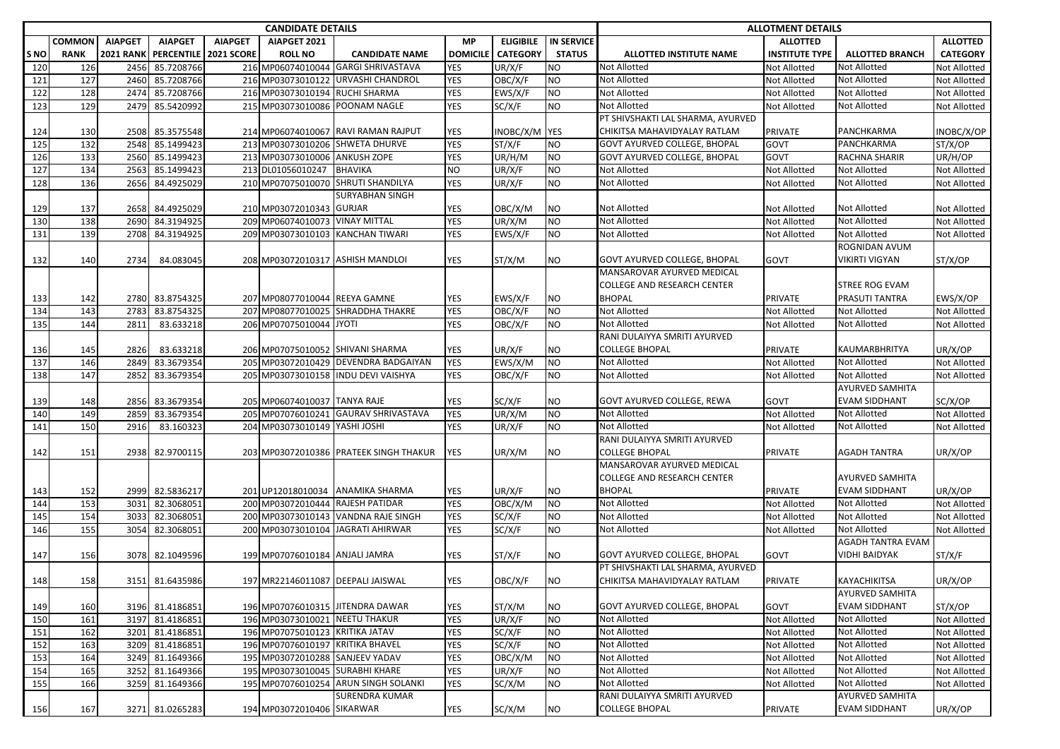| | CANDIDATE DETAILS | | | | | | | | | | ALLOTMENT DETAILS | | | |
|---|---|---|---|---|---|---|---|---|---|---|---|---|---|---|
| S NO | COMMON RANK | AIAPGET 2021 RANK | AIAPGET PERCENTILE | AIAPGET 2021 SCORE | AIAPGET 2021 ROLL NO | CANDIDATE NAME | MP DOMICILE | ELIGIBILE CATEGORY | IN SERVICE STATUS | ALLOTTED INSTITUTE NAME | ALLOTTED INSTITUTE TYPE | ALLOTTED BRANCH | ALLOTTED CATEGORY |
| 120 | 126 | 2456 | 85.7208766 | 216 | MP06074010044 | GARGI SHRIVASTAVA | YES | UR/X/F | NO | Not Allotted | Not Allotted | Not Allotted | Not Allotted |
| 121 | 127 | 2460 | 85.7208766 | 216 | MP03073010122 | URVASHI CHANDROL | YES | OBC/X/F | NO | Not Allotted | Not Allotted | Not Allotted | Not Allotted |
| 122 | 128 | 2474 | 85.7208766 | 216 | MP03073010194 | RUCHI SHARMA | YES | EWS/X/F | NO | Not Allotted | Not Allotted | Not Allotted | Not Allotted |
| 123 | 129 | 2479 | 85.5420992 | 215 | MP03073010086 | POONAM NAGLE | YES | SC/X/F | NO | Not Allotted | Not Allotted | Not Allotted | Not Allotted |
| 124 | 130 | 2508 | 85.3575548 | 214 | MP06074010067 | RAVI RAMAN RAJPUT | YES | INOBC/X/M | YES | PT SHIVSHAKTI LAL SHARMA, AYURVED CHIKITSA MAHAVIDYALAY RATLAM | PRIVATE | PANCHKARMA | INOBC/X/OP |
| 125 | 132 | 2548 | 85.1499423 | 213 | MP03073010206 | SHWETA DHURVE | YES | ST/X/F | NO | GOVT AYURVED COLLEGE, BHOPAL | GOVT | PANCHKARMA | ST/X/OP |
| 126 | 133 | 2560 | 85.1499423 | 213 | MP03073010006 | ANKUSH ZOPE | YES | UR/H/M | NO | GOVT AYURVED COLLEGE, BHOPAL | GOVT | RACHNA SHARIR | UR/H/OP |
| 127 | 134 | 2563 | 85.1499423 | 213 | DL01056010247 | BHAVIKA | NO | UR/X/F | NO | Not Allotted | Not Allotted | Not Allotted | Not Allotted |
| 128 | 136 | 2656 | 84.4925029 | 210 | MP07075010070 | SHRUTI SHANDILYA | YES | UR/X/F | NO | Not Allotted | Not Allotted | Not Allotted | Not Allotted |
| 129 | 137 | 2658 | 84.4925029 | 210 | MP03072010343 | SURYABHAN SINGH GURJAR | YES | OBC/X/M | NO | Not Allotted | Not Allotted | Not Allotted | Not Allotted |
| 130 | 138 | 2690 | 84.3194925 | 209 | MP06074010073 | VINAY MITTAL | YES | UR/X/M | NO | Not Allotted | Not Allotted | Not Allotted | Not Allotted |
| 131 | 139 | 2708 | 84.3194925 | 209 | MP03073010103 | KANCHAN TIWARI | YES | EWS/X/F | NO | Not Allotted | Not Allotted | Not Allotted | Not Allotted |
| 132 | 140 | 2734 | 84.083045 | 208 | MP03072010317 | ASHISH MANDLOI | YES | ST/X/M | NO | GOVT AYURVED COLLEGE, BHOPAL | GOVT | ROGNIDAN AVUM VIKIRTI VIGYAN | ST/X/OP |
| 133 | 142 | 2780 | 83.8754325 | 207 | MP08077010044 | REEYA GAMNE | YES | EWS/X/F | NO | MANSAROVAR AYURVED MEDICAL COLLEGE AND RESEARCH CENTER BHOPAL | PRIVATE | STREE ROG EVAM PRASUTI TANTRA | EWS/X/OP |
| 134 | 143 | 2783 | 83.8754325 | 207 | MP08077010025 | SHRADDHA THAKRE | YES | OBC/X/F | NO | Not Allotted | Not Allotted | Not Allotted | Not Allotted |
| 135 | 144 | 2811 | 83.633218 | 206 | MP07075010044 | JYOTI | YES | OBC/X/F | NO | Not Allotted | Not Allotted | Not Allotted | Not Allotted |
| 136 | 145 | 2826 | 83.633218 | 206 | MP07075010052 | SHIVANI SHARMA | YES | UR/X/F | NO | RANI DULAIYYA SMRITI AYURVED COLLEGE BHOPAL | PRIVATE | KAUMARBHRITYA | UR/X/OP |
| 137 | 146 | 2849 | 83.3679354 | 205 | MP03072010429 | DEVENDRA BADGAIYAN | YES | EWS/X/M | NO | Not Allotted | Not Allotted | Not Allotted | Not Allotted |
| 138 | 147 | 2852 | 83.3679354 | 205 | MP03073010158 | INDU DEVI VAISHYA | YES | OBC/X/F | NO | Not Allotted | Not Allotted | Not Allotted | Not Allotted |
| 139 | 148 | 2856 | 83.3679354 | 205 | MP06074010037 | TANYA RAJE | YES | SC/X/F | NO | GOVT AYURVED COLLEGE, REWA | GOVT | AYURVED SAMHITA EVAM SIDDHANT | SC/X/OP |
| 140 | 149 | 2859 | 83.3679354 | 205 | MP07076010241 | GAURAV SHRIVASTAVA | YES | UR/X/M | NO | Not Allotted | Not Allotted | Not Allotted | Not Allotted |
| 141 | 150 | 2916 | 83.160323 | 204 | MP03073010149 | YASHI JOSHI | YES | UR/X/F | NO | Not Allotted | Not Allotted | Not Allotted | Not Allotted |
| 142 | 151 | 2938 | 82.9700115 | 203 | MP03072010386 | PRATEEK SINGH THAKUR | YES | UR/X/M | NO | RANI DULAIYYA SMRITI AYURVED COLLEGE BHOPAL | PRIVATE | AGADH TANTRA | UR/X/OP |
| 143 | 152 | 2999 | 82.5836217 | 201 | UP12018010034 | ANAMIKA SHARMA | YES | UR/X/F | NO | MANSAROVAR AYURVED MEDICAL COLLEGE AND RESEARCH CENTER BHOPAL | PRIVATE | AYURVED SAMHITA EVAM SIDDHANT | UR/X/OP |
| 144 | 153 | 3031 | 82.3068051 | 200 | MP03072010444 | RAJESH PATIDAR | YES | OBC/X/M | NO | Not Allotted | Not Allotted | Not Allotted | Not Allotted |
| 145 | 154 | 3033 | 82.3068051 | 200 | MP03073010143 | VANDNA RAJE SINGH | YES | SC/X/F | NO | Not Allotted | Not Allotted | Not Allotted | Not Allotted |
| 146 | 155 | 3054 | 82.3068051 | 200 | MP03073010104 | JAGRATI AHIRWAR | YES | SC/X/F | NO | Not Allotted | Not Allotted | Not Allotted | Not Allotted |
| 147 | 156 | 3078 | 82.1049596 | 199 | MP07076010184 | ANJALI JAMRA | YES | ST/X/F | NO | GOVT AYURVED COLLEGE, BHOPAL | GOVT | AGADH TANTRA EVAM VIDHI BAIDYAK | ST/X/F |
| 148 | 158 | 3151 | 81.6435986 | 197 | MR22146011087 | DEEPALI JAISWAL | YES | OBC/X/F | NO | PT SHIVSHAKTI LAL SHARMA, AYURVED CHIKITSA MAHAVIDYALAY RATLAM | PRIVATE | KAYACHIKITSA | UR/X/OP |
| 149 | 160 | 3196 | 81.4186851 | 196 | MP07076010315 | JITENDRA DAWAR | YES | ST/X/M | NO | GOVT AYURVED COLLEGE, BHOPAL | GOVT | AYURVED SAMHITA EVAM SIDDHANT | ST/X/OP |
| 150 | 161 | 3197 | 81.4186851 | 196 | MP03073010021 | NEETU THAKUR | YES | UR/X/F | NO | Not Allotted | Not Allotted | Not Allotted | Not Allotted |
| 151 | 162 | 3201 | 81.4186851 | 196 | MP07075010123 | KRITIKA JATAV | YES | SC/X/F | NO | Not Allotted | Not Allotted | Not Allotted | Not Allotted |
| 152 | 163 | 3209 | 81.4186851 | 196 | MP07076010197 | KRITIKA BHAVEL | YES | SC/X/F | NO | Not Allotted | Not Allotted | Not Allotted | Not Allotted |
| 153 | 164 | 3249 | 81.1649366 | 195 | MP03072010288 | SANJEEV YADAV | YES | OBC/X/M | NO | Not Allotted | Not Allotted | Not Allotted | Not Allotted |
| 154 | 165 | 3252 | 81.1649366 | 195 | MP03073010045 | SURABHI KHARE | YES | UR/X/F | NO | Not Allotted | Not Allotted | Not Allotted | Not Allotted |
| 155 | 166 | 3259 | 81.1649366 | 195 | MP07076010254 | ARUN SINGH SOLANKI | YES | SC/X/M | NO | Not Allotted | Not Allotted | Not Allotted | Not Allotted |
| 156 | 167 | 3271 | 81.0265283 | 194 | MP03072010406 | SURENDRA KUMAR SIKARWAR | YES | SC/X/M | NO | RANI DULAIYYA SMRITI AYURVED COLLEGE BHOPAL | PRIVATE | AYURVED SAMHITA EVAM SIDDHANT | UR/X/OP |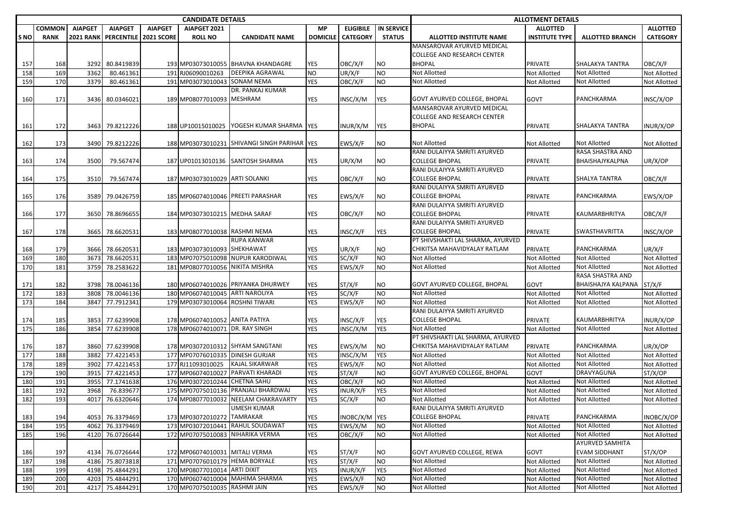| CANDIDATE DETAILS | | | | | | | | | | ALLOTMENT DETAILS | | | |
|---|---|---|---|---|---|---|---|---|---|---|---|---|---|
| S NO | COMMON RANK | AIAPGET 2021 RANK | AIAPGET PERCENTILE | AIAPGET 2021 SCORE | AIAPGET 2021 ROLL NO | CANDIDATE NAME | MP DOMICILE | ELIGIBILE CATEGORY | IN SERVICE STATUS | ALLOTTED INSTITUTE NAME | ALLOTTED INSTITUTE TYPE | ALLOTTED BRANCH | ALLOTTED CATEGORY |
| 157 | 168 | 3292 | 80.8419839 | 193 | MP03073010055 | BHAVNA KHANDAGRE | YES | OBC/X/F | NO | MANSAROVAR AYURVED MEDICAL COLLEGE AND RESEARCH CENTER BHOPAL | PRIVATE | SHALAKYA TANTRA | OBC/X/F |
| 158 | 169 | 3362 | 80.461361 | 191 | RJ06090010263 | DEEPIKA AGRAWAL | NO | UR/X/F | NO | Not Allotted | Not Allotted | Not Allotted | Not Allotted |
| 159 | 170 | 3379 | 80.461361 | 191 | MP03073010043 | SONAM NEMA | YES | OBC/X/F | NO | Not Allotted | Not Allotted | Not Allotted | Not Allotted |
| 160 | 171 | 3436 | 80.0346021 | 189 | MP08077010093 | DR. PANKAJ KUMAR MESHRAM | YES | INSC/X/M | YES | GOVT AYURVED COLLEGE, BHOPAL | GOVT | PANCHKARMA | INSC/X/OP |
| 161 | 172 | 3463 | 79.8212226 | 188 | UP10015010025 | YOGESH KUMAR SHARMA | YES | INUR/X/M | YES | MANSAROVAR AYURVED MEDICAL COLLEGE AND RESEARCH CENTER BHOPAL | PRIVATE | SHALAKYA TANTRA | INUR/X/OP |
| 162 | 173 | 3490 | 79.8212226 | 188 | MP03073010231 | SHIVANGI SINGH PARIHAR | YES | EWS/X/F | NO | Not Allotted | Not Allotted | Not Allotted | Not Allotted |
| 163 | 174 | 3500 | 79.567474 | 187 | UP01013010136 | SANTOSH SHARMA | YES | UR/X/M | NO | RANI DULAIYYA SMRITI AYURVED COLLEGE BHOPAL | PRIVATE | RASA SHASTRA AND BHAISHAJYKALPNA | UR/X/OP |
| 164 | 175 | 3510 | 79.567474 | 187 | MP03073010029 | ARTI SOLANKI | YES | OBC/X/F | NO | RANI DULAIYYA SMRITI AYURVED COLLEGE BHOPAL | PRIVATE | SHALYA TANTRA | OBC/X/F |
| 165 | 176 | 3589 | 79.0426759 | 185 | MP06074010046 | PREETI PARASHAR | YES | EWS/X/F | NO | RANI DULAIYYA SMRITI AYURVED COLLEGE BHOPAL | PRIVATE | PANCHKARMA | EWS/X/OP |
| 166 | 177 | 3650 | 78.8696655 | 184 | MP03073010215 | MEDHA SARAF | YES | OBC/X/F | NO | RANI DULAIYYA SMRITI AYURVED COLLEGE BHOPAL | PRIVATE | KAUMARBHRITYA | OBC/X/F |
| 167 | 178 | 3665 | 78.6620531 | 183 | MP08077010038 | RASHMI NEMA | YES | INSC/X/F | YES | RANI DULAIYYA SMRITI AYURVED COLLEGE BHOPAL | PRIVATE | SWASTHAVRITTA | INSC/X/OP |
| 168 | 179 | 3666 | 78.6620531 | 183 | MP03073010093 | RUPA KANWAR SHEKHAWAT | YES | UR/X/F | NO | PT SHIVSHAKTI LAL SHARMA, AYURVED CHIKITSA MAHAVIDYALAY RATLAM | PRIVATE | PANCHKARMA | UR/X/F |
| 169 | 180 | 3673 | 78.6620531 | 183 | MP07075010098 | NUPUR KARODIWAL | YES | SC/X/F | NO | Not Allotted | Not Allotted | Not Allotted | Not Allotted |
| 170 | 181 | 3759 | 78.2583622 | 181 | MP08077010056 | NIKITA MISHRA | YES | EWS/X/F | NO | Not Allotted | Not Allotted | Not Allotted | Not Allotted |
| 171 | 182 | 3798 | 78.0046136 | 180 | MP06074010026 | PRIYANKA DHURWEY | YES | ST/X/F | NO | GOVT AYURVED COLLEGE, BHOPAL | GOVT | RASA SHASTRA AND BHAISHAJYA KALPANA | ST/X/F |
| 172 | 183 | 3808 | 78.0046136 | 180 | MP06074010045 | ARTI NAROLIYA | YES | SC/X/F | NO | Not Allotted | Not Allotted | Not Allotted | Not Allotted |
| 173 | 184 | 3847 | 77.7912341 | 179 | MP03073010064 | ROSHNI TIWARI | YES | EWS/X/F | NO | Not Allotted | Not Allotted | Not Allotted | Not Allotted |
| 174 | 185 | 3853 | 77.6239908 | 178 | MP06074010052 | ANITA PATIYA | YES | INSC/X/F | YES | RANI DULAIYYA SMRITI AYURVED COLLEGE BHOPAL | PRIVATE | KAUMARBHRITYA | INUR/X/OP |
| 175 | 186 | 3854 | 77.6239908 | 178 | MP06074010071 | DR. RAY SINGH | YES | INSC/X/M | YES | Not Allotted | Not Allotted | Not Allotted | Not Allotted |
| 176 | 187 | 3860 | 77.6239908 | 178 | MP03072010312 | SHYAM SANGTANI | YES | EWS/X/M | NO | PT SHIVSHAKTI LAL SHARMA, AYURVED CHIKITSA MAHAVIDYALAY RATLAM | PRIVATE | PANCHKARMA | UR/X/OP |
| 177 | 188 | 3882 | 77.4221453 | 177 | MP07076010335 | DINESH GURJAR | YES | INSC/X/M | YES | Not Allotted | Not Allotted | Not Allotted | Not Allotted |
| 178 | 189 | 3902 | 77.4221453 | 177 | RJ11093010025 | KAJAL SIKARWAR | YES | EWS/X/F | NO | Not Allotted | Not Allotted | Not Allotted | Not Allotted |
| 179 | 190 | 3915 | 77.4221453 | 177 | MP06074010027 | PARVATI KHARADI | YES | ST/X/F | NO | GOVT AYURVED COLLEGE, BHOPAL | GOVT | DRAVYAGUNA | ST/X/OP |
| 180 | 191 | 3955 | 77.1741638 | 176 | MP03072010244 | CHETNA SAHU | YES | OBC/X/F | NO | Not Allotted | Not Allotted | Not Allotted | Not Allotted |
| 181 | 192 | 3968 | 76.839677 | 175 | MP07075010136 | PRANJALI BHARDWAJ | YES | INUR/X/F | YES | Not Allotted | Not Allotted | Not Allotted | Not Allotted |
| 182 | 193 | 4017 | 76.6320646 | 174 | MP08077010032 | NEELAM CHAKRAVARTY | YES | SC/X/F | NO | Not Allotted | Not Allotted | Not Allotted | Not Allotted |
| 183 | 194 | 4053 | 76.3379469 | 173 | MP03072010272 | UMESH KUMAR TAMRAKAR | YES | INOBC/X/M | YES | RANI DULAIYYA SMRITI AYURVED COLLEGE BHOPAL | PRIVATE | PANCHKARMA | INOBC/X/OP |
| 184 | 195 | 4062 | 76.3379469 | 173 | MP03072010441 | RAHUL SOUDAWAT | YES | EWS/X/M | NO | Not Allotted | Not Allotted | Not Allotted | Not Allotted |
| 185 | 196 | 4120 | 76.0726644 | 172 | MP07075010083 | NIHARIKA VERMA | YES | OBC/X/F | NO | Not Allotted | Not Allotted | Not Allotted | Not Allotted |
| 186 | 197 | 4134 | 76.0726644 | 172 | MP06074010031 | MITALI VERMA | YES | ST/X/F | NO | GOVT AYURVED COLLEGE, REWA | GOVT | AYURVED SAMHITA EVAM SIDDHANT | ST/X/OP |
| 187 | 198 | 4186 | 75.8073818 | 171 | MP07076010179 | HEMA BORYALE | YES | ST/X/F | NO | Not Allotted | Not Allotted | Not Allotted | Not Allotted |
| 188 | 199 | 4198 | 75.4844291 | 170 | MP08077010014 | ARTI DIXIT | YES | INUR/X/F | YES | Not Allotted | Not Allotted | Not Allotted | Not Allotted |
| 189 | 200 | 4203 | 75.4844291 | 170 | MP06074010004 | MAHIMA SHARMA | YES | EWS/X/F | NO | Not Allotted | Not Allotted | Not Allotted | Not Allotted |
| 190 | 201 | 4217 | 75.4844291 | 170 | MP07075010035 | RASHMI JAIN | YES | EWS/X/F | NO | Not Allotted | Not Allotted | Not Allotted | Not Allotted |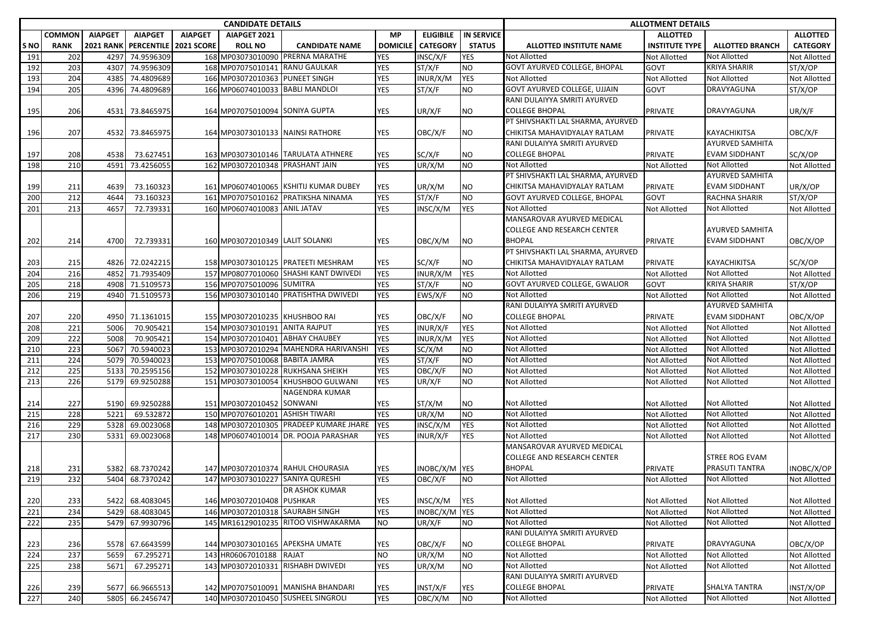| | CANDIDATE DETAILS | | | | | | | | | | ALLOTMENT DETAILS | | | |
|---|---|---|---|---|---|---|---|---|---|---|---|---|---|---|
| S NO | COMMON RANK | AIAPGET 2021 RANK | AIAPGET PERCENTILE | AIAPGET 2021 SCORE | AIAPGET 2021 ROLL NO | CANDIDATE NAME | MP DOMICILE | ELIGIBILE CATEGORY | IN SERVICE STATUS | ALLOTTED INSTITUTE NAME | ALLOTTED INSTITUTE TYPE | ALLOTTED BRANCH | ALLOTTED CATEGORY |
| 191 | 202 | 4297 | 74.9596309 | 168 | MP03073010090 | PRERNA MARATHE | YES | INSC/X/F | YES | Not Allotted | Not Allotted | Not Allotted | Not Allotted |
| 192 | 203 | 4307 | 74.9596309 | 168 | MP07075010141 | RANU GAULKAR | YES | ST/X/F | NO | GOVT AYURVED COLLEGE, BHOPAL | GOVT | KRIYA SHARIR | ST/X/OP |
| 193 | 204 | 4385 | 74.4809689 | 166 | MP03072010363 | PUNEET SINGH | YES | INUR/X/M | YES | Not Allotted | Not Allotted | Not Allotted | Not Allotted |
| 194 | 205 | 4396 | 74.4809689 | 166 | MP06074010033 | BABLI MANDLOI | YES | ST/X/F | NO | GOVT AYURVED COLLEGE, UJJAIN | GOVT | DRAVYAGUNA | ST/X/OP |
| 195 | 206 | 4531 | 73.8465975 | 164 | MP07075010094 | SONIYA GUPTA | YES | UR/X/F | NO | RANI DULAIYYA SMRITI AYURVED COLLEGE BHOPAL | PRIVATE | DRAVYAGUNA | UR/X/F |
| 196 | 207 | 4532 | 73.8465975 | 164 | MP03073010133 | NAINSI RATHORE | YES | OBC/X/F | NO | PT SHIVSHAKTI LAL SHARMA, AYURVED CHIKITSA MAHAVIDYALAY RATLAM | PRIVATE | KAYACHIKITSA | OBC/X/F |
| 197 | 208 | 4538 | 73.627451 | 163 | MP03073010146 | TARULATA ATHNERE | YES | SC/X/F | NO | RANI DULAIYYA SMRITI AYURVED COLLEGE BHOPAL | PRIVATE | AYURVED SAMHITA EVAM SIDDHANT | SC/X/OP |
| 198 | 210 | 4591 | 73.4256055 | 162 | MP03072010348 | PRASHANT JAIN | YES | UR/X/M | NO | Not Allotted | Not Allotted | Not Allotted | Not Allotted |
| 199 | 211 | 4639 | 73.160323 | 161 | MP06074010065 | KSHITIJ KUMAR DUBEY | YES | UR/X/M | NO | PT SHIVSHAKTI LAL SHARMA, AYURVED CHIKITSA MAHAVIDYALAY RATLAM | PRIVATE | AYURVED SAMHITA EVAM SIDDHANT | UR/X/OP |
| 200 | 212 | 4644 | 73.160323 | 161 | MP07075010162 | PRATIKSHA NINAMA | YES | ST/X/F | NO | GOVT AYURVED COLLEGE, BHOPAL | GOVT | RACHNA SHARIR | ST/X/OP |
| 201 | 213 | 4657 | 72.739331 | 160 | MP06074010083 | ANIL JATAV | YES | INSC/X/M | YES | Not Allotted | Not Allotted | Not Allotted | Not Allotted |
| 202 | 214 | 4700 | 72.739331 | 160 | MP03072010349 | LALIT SOLANKI | YES | OBC/X/M | NO | MANSAROVAR AYURVED MEDICAL COLLEGE AND RESEARCH CENTER BHOPAL | PRIVATE | AYURVED SAMHITA EVAM SIDDHANT | OBC/X/OP |
| 203 | 215 | 4826 | 72.0242215 | 158 | MP03073010125 | PRATEETI MESHRAM | YES | SC/X/F | NO | PT SHIVSHAKTI LAL SHARMA, AYURVED CHIKITSA MAHAVIDYALAY RATLAM | PRIVATE | KAYACHIKITSA | SC/X/OP |
| 204 | 216 | 4852 | 71.7935409 | 157 | MP08077010060 | SHASHI KANT DWIVEDI | YES | INUR/X/M | YES | Not Allotted | Not Allotted | Not Allotted | Not Allotted |
| 205 | 218 | 4908 | 71.5109573 | 156 | MP07075010096 | SUMITRA | YES | ST/X/F | NO | GOVT AYURVED COLLEGE, GWALIOR | GOVT | KRIYA SHARIR | ST/X/OP |
| 206 | 219 | 4940 | 71.5109573 | 156 | MP03073010140 | PRATISHTHA DWIVEDI | YES | EWS/X/F | NO | Not Allotted | Not Allotted | Not Allotted | Not Allotted |
| 207 | 220 | 4950 | 71.1361015 | 155 | MP03072010235 | KHUSHBOO RAI | YES | OBC/X/F | NO | RANI DULAIYYA SMRITI AYURVED COLLEGE BHOPAL | PRIVATE | AYURVED SAMHITA EVAM SIDDHANT | OBC/X/OP |
| 208 | 221 | 5006 | 70.905421 | 154 | MP03073010191 | ANITA RAJPUT | YES | INUR/X/F | YES | Not Allotted | Not Allotted | Not Allotted | Not Allotted |
| 209 | 222 | 5008 | 70.905421 | 154 | MP03072010401 | ABHAY CHAUBEY | YES | INUR/X/M | YES | Not Allotted | Not Allotted | Not Allotted | Not Allotted |
| 210 | 223 | 5067 | 70.5940023 | 153 | MP03072010294 | MAHENDRA HARIVANSHI | YES | SC/X/M | NO | Not Allotted | Not Allotted | Not Allotted | Not Allotted |
| 211 | 224 | 5079 | 70.5940023 | 153 | MP07075010068 | BABITA JAMRA | YES | ST/X/F | NO | Not Allotted | Not Allotted | Not Allotted | Not Allotted |
| 212 | 225 | 5133 | 70.2595156 | 152 | MP03073010228 | RUKHSANA SHEIKH | YES | OBC/X/F | NO | Not Allotted | Not Allotted | Not Allotted | Not Allotted |
| 213 | 226 | 5179 | 69.9250288 | 151 | MP03073010054 | KHUSHBOO GULWANI | YES | UR/X/F | NO | Not Allotted | Not Allotted | Not Allotted | Not Allotted |
| 214 | 227 | 5190 | 69.9250288 | 151 | MP03072010452 | NAGENDRA KUMAR SONWANI | YES | ST/X/M | NO | Not Allotted | Not Allotted | Not Allotted | Not Allotted |
| 215 | 228 | 5221 | 69.532872 | 150 | MP07076010201 | ASHISH TIWARI | YES | UR/X/M | NO | Not Allotted | Not Allotted | Not Allotted | Not Allotted |
| 216 | 229 | 5328 | 69.0023068 | 148 | MP03072010305 | PRADEEP KUMARE JHARE | YES | INSC/X/M | YES | Not Allotted | Not Allotted | Not Allotted | Not Allotted |
| 217 | 230 | 5331 | 69.0023068 | 148 | MP06074010014 | DR. POOJA PARASHAR | YES | INUR/X/F | YES | Not Allotted | Not Allotted | Not Allotted | Not Allotted |
| 218 | 231 | 5382 | 68.7370242 | 147 | MP03072010374 | RAHUL CHOURASIA | YES | INOBC/X/M | YES | MANSAROVAR AYURVED MEDICAL COLLEGE AND RESEARCH CENTER BHOPAL | PRIVATE | STREE ROG EVAM PRASUTI TANTRA | INOBC/X/OP |
| 219 | 232 | 5404 | 68.7370242 | 147 | MP03073010227 | SANIYA QURESHI | YES | OBC/X/F | NO | Not Allotted | Not Allotted | Not Allotted | Not Allotted |
| 220 | 233 | 5422 | 68.4083045 | 146 | MP03072010408 | DR ASHOK KUMAR PUSHKAR | YES | INSC/X/M | YES | Not Allotted | Not Allotted | Not Allotted | Not Allotted |
| 221 | 234 | 5429 | 68.4083045 | 146 | MP03072010318 | SAURABH SINGH | YES | INOBC/X/M | YES | Not Allotted | Not Allotted | Not Allotted | Not Allotted |
| 222 | 235 | 5479 | 67.9930796 | 145 | MR16129010235 | RITOO VISHWAKARMA | NO | UR/X/F | NO | Not Allotted | Not Allotted | Not Allotted | Not Allotted |
| 223 | 236 | 5578 | 67.6643599 | 144 | MP03073010165 | APEKSHA UMATE | YES | OBC/X/F | NO | RANI DULAIYYA SMRITI AYURVED COLLEGE BHOPAL | PRIVATE | DRAVYAGUNA | OBC/X/OP |
| 224 | 237 | 5659 | 67.295271 | 143 | HR06067010188 | RAJAT | NO | UR/X/M | NO | Not Allotted | Not Allotted | Not Allotted | Not Allotted |
| 225 | 238 | 5671 | 67.295271 | 143 | MP03072010331 | RISHABH DWIVEDI | YES | UR/X/M | NO | Not Allotted | Not Allotted | Not Allotted | Not Allotted |
| 226 | 239 | 5677 | 66.9665513 | 142 | MP07075010091 | MANISHA BHANDARI | YES | INST/X/F | YES | RANI DULAIYYA SMRITI AYURVED COLLEGE BHOPAL | PRIVATE | SHALYA TANTRA | INST/X/OP |
| 227 | 240 | 5805 | 66.2456747 | 140 | MP03072010450 | SUSHEEL SINGROLI | YES | OBC/X/M | NO | Not Allotted | Not Allotted | Not Allotted | Not Allotted |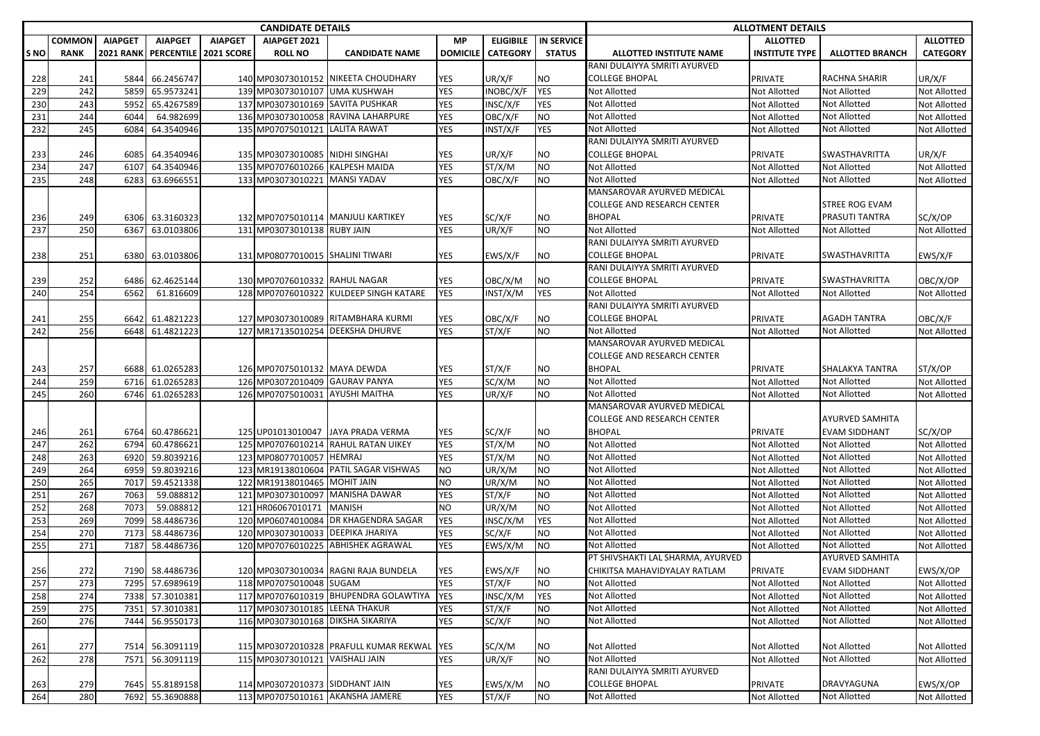| | CANDIDATE DETAILS | | | | | | | | | | ALLOTMENT DETAILS | | | |
|---|---|---|---|---|---|---|---|---|---|---|---|---|---|---|
| S NO | COMMON RANK | AIAPGET 2021 RANK | AIAPGET PERCENTILE | AIAPGET 2021 SCORE | AIAPGET 2021 ROLL NO | CANDIDATE NAME | MP DOMICILE | ELIGIBILE CATEGORY | IN SERVICE STATUS | ALLOTTED INSTITUTE NAME | ALLOTTED INSTITUTE TYPE | ALLOTTED BRANCH | ALLOTTED CATEGORY |
| 228 | 241 | 5844 | 66.2456747 | 140 | MP03073010152 | NIKEETA CHOUDHARY | YES | UR/X/F | NO | RANI DULAIYYA SMRITI AYURVED COLLEGE BHOPAL | PRIVATE | RACHNA SHARIR | UR/X/F |
| 229 | 242 | 5859 | 65.9573241 | 139 | MP03073010107 | UMA KUSHWAH | YES | INOBC/X/F | YES | Not Allotted | Not Allotted | Not Allotted | Not Allotted |
| 230 | 243 | 5952 | 65.4267589 | 137 | MP03073010169 | SAVITA PUSHKAR | YES | INSC/X/F | YES | Not Allotted | Not Allotted | Not Allotted | Not Allotted |
| 231 | 244 | 6044 | 64.982699 | 136 | MP03073010058 | RAVINA LAHARPURE | YES | OBC/X/F | NO | Not Allotted | Not Allotted | Not Allotted | Not Allotted |
| 232 | 245 | 6084 | 64.3540946 | 135 | MP07075010121 | LALITA RAWAT | YES | INST/X/F | YES | Not Allotted | Not Allotted | Not Allotted | Not Allotted |
| 233 | 246 | 6085 | 64.3540946 | 135 | MP03073010085 | NIDHI SINGHAI | YES | UR/X/F | NO | RANI DULAIYYA SMRITI AYURVED COLLEGE BHOPAL | PRIVATE | SWASTHAVRITTA | UR/X/F |
| 234 | 247 | 6107 | 64.3540946 | 135 | MP07076010266 | KALPESH MAIDA | YES | ST/X/M | NO | Not Allotted | Not Allotted | Not Allotted | Not Allotted |
| 235 | 248 | 6283 | 63.6966551 | 133 | MP03073010221 | MANSI YADAV | YES | OBC/X/F | NO | Not Allotted | Not Allotted | Not Allotted | Not Allotted |
| 236 | 249 | 6306 | 63.3160323 | 132 | MP07075010114 | MANJULI KARTIKEY | YES | SC/X/F | NO | MANSAROVAR AYURVED MEDICAL COLLEGE AND RESEARCH CENTER BHOPAL | PRIVATE | STREE ROG EVAM PRASUTI TANTRA | SC/X/OP |
| 237 | 250 | 6367 | 63.0103806 | 131 | MP03073010138 | RUBY JAIN | YES | UR/X/F | NO | Not Allotted | Not Allotted | Not Allotted | Not Allotted |
| 238 | 251 | 6380 | 63.0103806 | 131 | MP08077010015 | SHALINI TIWARI | YES | EWS/X/F | NO | RANI DULAIYYA SMRITI AYURVED COLLEGE BHOPAL | PRIVATE | SWASTHAVRITTA | EWS/X/F |
| 239 | 252 | 6486 | 62.4625144 | 130 | MP07076010332 | RAHUL NAGAR | YES | OBC/X/M | NO | RANI DULAIYYA SMRITI AYURVED COLLEGE BHOPAL | PRIVATE | SWASTHAVRITTA | OBC/X/OP |
| 240 | 254 | 6562 | 61.816609 | 128 | MP07076010322 | KULDEEP SINGH KATARE | YES | INST/X/M | YES | Not Allotted | Not Allotted | Not Allotted | Not Allotted |
| 241 | 255 | 6642 | 61.4821223 | 127 | MP03073010089 | RITAMBHARA KURMI | YES | OBC/X/F | NO | RANI DULAIYYA SMRITI AYURVED COLLEGE BHOPAL | PRIVATE | AGADH TANTRA | OBC/X/F |
| 242 | 256 | 6648 | 61.4821223 | 127 | MR17135010254 | DEEKSHA DHURVE | YES | ST/X/F | NO | Not Allotted | Not Allotted | Not Allotted | Not Allotted |
| 243 | 257 | 6688 | 61.0265283 | 126 | MP07075010132 | MAYA DEWDA | YES | ST/X/F | NO | MANSAROVAR AYURVED MEDICAL COLLEGE AND RESEARCH CENTER BHOPAL | PRIVATE | SHALAKYA TANTRA | ST/X/OP |
| 244 | 259 | 6716 | 61.0265283 | 126 | MP03072010409 | GAURAV PANYA | YES | SC/X/M | NO | Not Allotted | Not Allotted | Not Allotted | Not Allotted |
| 245 | 260 | 6746 | 61.0265283 | 126 | MP07075010031 | AYUSHI MAITHA | YES | UR/X/F | NO | Not Allotted | Not Allotted | Not Allotted | Not Allotted |
| 246 | 261 | 6764 | 60.4786621 | 125 | UP01013010047 | JAYA PRADA VERMA | YES | SC/X/F | NO | MANSAROVAR AYURVED MEDICAL COLLEGE AND RESEARCH CENTER BHOPAL | PRIVATE | AYURVED SAMHITA EVAM SIDDHANT | SC/X/OP |
| 247 | 262 | 6794 | 60.4786621 | 125 | MP07076010214 | RAHUL RATAN UIKEY | YES | ST/X/M | NO | Not Allotted | Not Allotted | Not Allotted | Not Allotted |
| 248 | 263 | 6920 | 59.8039216 | 123 | MP08077010057 | HEMRAJ | YES | ST/X/M | NO | Not Allotted | Not Allotted | Not Allotted | Not Allotted |
| 249 | 264 | 6959 | 59.8039216 | 123 | MR19138010604 | PATIL SAGAR VISHWAS | NO | UR/X/M | NO | Not Allotted | Not Allotted | Not Allotted | Not Allotted |
| 250 | 265 | 7017 | 59.4521338 | 122 | MR19138010465 | MOHIT JAIN | NO | UR/X/M | NO | Not Allotted | Not Allotted | Not Allotted | Not Allotted |
| 251 | 267 | 7063 | 59.088812 | 121 | MP03073010097 | MANISHA DAWAR | YES | ST/X/F | NO | Not Allotted | Not Allotted | Not Allotted | Not Allotted |
| 252 | 268 | 7073 | 59.088812 | 121 | HR06067010171 | MANISH | NO | UR/X/M | NO | Not Allotted | Not Allotted | Not Allotted | Not Allotted |
| 253 | 269 | 7099 | 58.4486736 | 120 | MP06074010084 | DR KHAGENDRA SAGAR | YES | INSC/X/M | YES | Not Allotted | Not Allotted | Not Allotted | Not Allotted |
| 254 | 270 | 7173 | 58.4486736 | 120 | MP03073010033 | DEEPIKA JHARIYA | YES | SC/X/F | NO | Not Allotted | Not Allotted | Not Allotted | Not Allotted |
| 255 | 271 | 7187 | 58.4486736 | 120 | MP07076010225 | ABHISHEK AGRAWAL | YES | EWS/X/M | NO | Not Allotted | Not Allotted | Not Allotted | Not Allotted |
| 256 | 272 | 7190 | 58.4486736 | 120 | MP03073010034 | RAGNI RAJA BUNDELA | YES | EWS/X/F | NO | PT SHIVSHAKTI LAL SHARMA, AYURVED CHIKITSA MAHAVIDYALAY RATLAM | PRIVATE | AYURVED SAMHITA EVAM SIDDHANT | EWS/X/OP |
| 257 | 273 | 7295 | 57.6989619 | 118 | MP07075010048 | SUGAM | YES | ST/X/F | NO | Not Allotted | Not Allotted | Not Allotted | Not Allotted |
| 258 | 274 | 7338 | 57.3010381 | 117 | MP07076010319 | BHUPENDRA GOLAWTIYA | YES | INSC/X/M | YES | Not Allotted | Not Allotted | Not Allotted | Not Allotted |
| 259 | 275 | 7351 | 57.3010381 | 117 | MP03073010185 | LEENA THAKUR | YES | ST/X/F | NO | Not Allotted | Not Allotted | Not Allotted | Not Allotted |
| 260 | 276 | 7444 | 56.9550173 | 116 | MP03073010168 | DIKSHA SIKARIYA | YES | SC/X/F | NO | Not Allotted | Not Allotted | Not Allotted | Not Allotted |
| 261 | 277 | 7514 | 56.3091119 | 115 | MP03072010328 | PRAFULL KUMAR REKWAL | YES | SC/X/M | NO | Not Allotted | Not Allotted | Not Allotted | Not Allotted |
| 262 | 278 | 7571 | 56.3091119 | 115 | MP03073010121 | VAISHALI JAIN | YES | UR/X/F | NO | Not Allotted | Not Allotted | Not Allotted | Not Allotted |
| 263 | 279 | 7645 | 55.8189158 | 114 | MP03072010373 | SIDDHANT JAIN | YES | EWS/X/M | NO | RANI DULAIYYA SMRITI AYURVED COLLEGE BHOPAL | PRIVATE | DRAVYAGUNA | EWS/X/OP |
| 264 | 280 | 7692 | 55.3690888 | 113 | MP07075010161 | AKANSHA JAMERE | YES | ST/X/F | NO | Not Allotted | Not Allotted | Not Allotted | Not Allotted |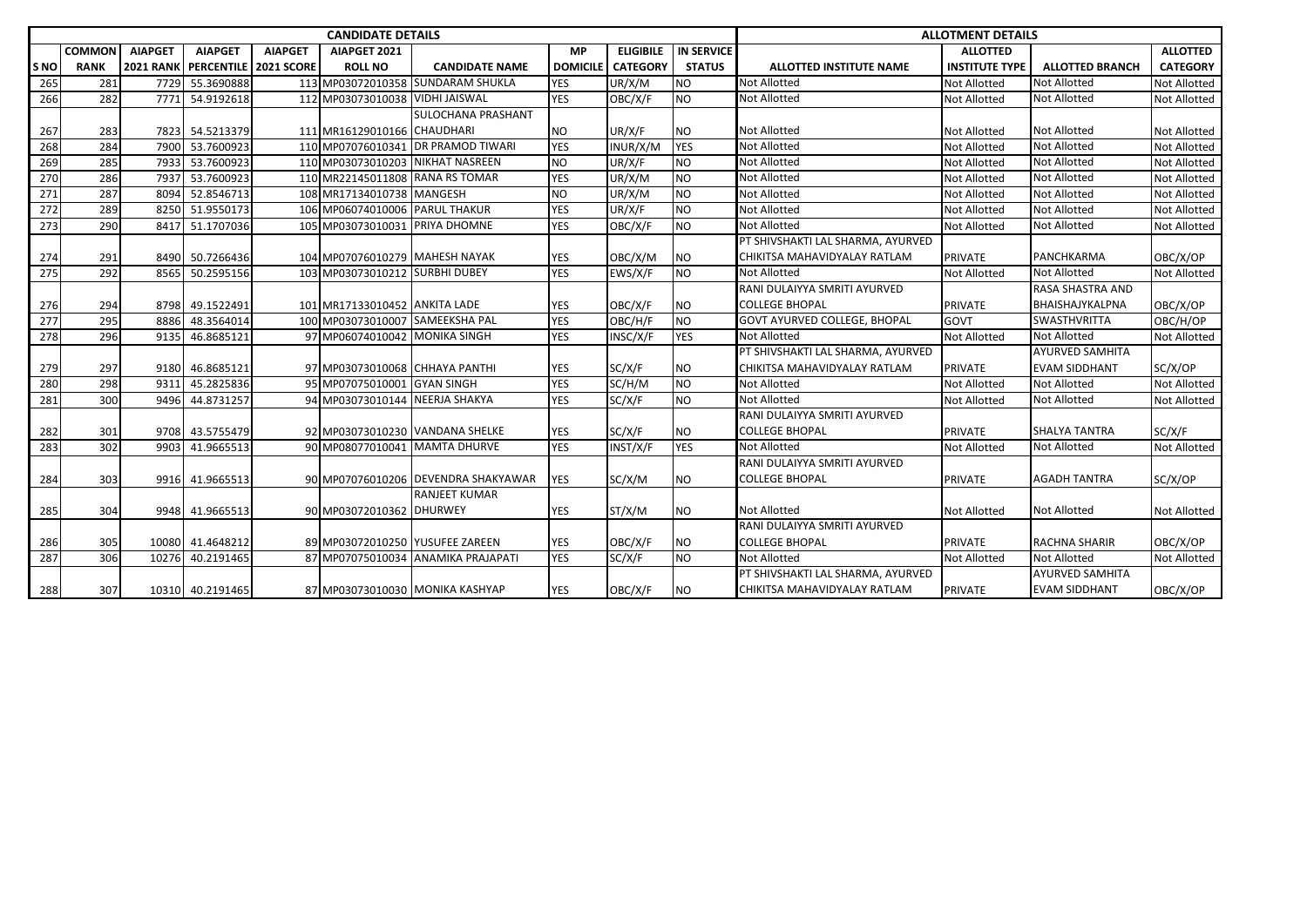| CANDIDATE DETAILS | | | | | | | | | | ALLOTMENT DETAILS | | | |
|---|---|---|---|---|---|---|---|---|---|---|---|---|---|
| S NO | COMMON RANK | AIAPGET 2021 RANK | AIAPGET PERCENTILE | AIAPGET 2021 SCORE | AIAPGET 2021 ROLL NO | CANDIDATE NAME | MP DOMICILE | ELIGIBILE CATEGORY | IN SERVICE STATUS | ALLOTTED INSTITUTE NAME | ALLOTTED INSTITUTE TYPE | ALLOTTED BRANCH | ALLOTTED CATEGORY |
| 265 | 281 | 7729 | 55.3690888 | 113 | MP03072010358 | SUNDARAM SHUKLA | YES | UR/X/M | NO | Not Allotted | Not Allotted | Not Allotted | Not Allotted |
| 266 | 282 | 7771 | 54.9192618 | 112 | MP03073010038 | VIDHI JAISWAL | YES | OBC/X/F | NO | Not Allotted | Not Allotted | Not Allotted | Not Allotted |
| 267 | 283 | 7823 | 54.5213379 | 111 | MR16129010166 | SULOCHANA PRASHANT CHAUDHARI | NO | UR/X/F | NO | Not Allotted | Not Allotted | Not Allotted | Not Allotted |
| 268 | 284 | 7900 | 53.7600923 | 110 | MP07076010341 | DR PRAMOD TIWARI | YES | INUR/X/M | YES | Not Allotted | Not Allotted | Not Allotted | Not Allotted |
| 269 | 285 | 7933 | 53.7600923 | 110 | MP03073010203 | NIKHAT NASREEN | NO | UR/X/F | NO | Not Allotted | Not Allotted | Not Allotted | Not Allotted |
| 270 | 286 | 7937 | 53.7600923 | 110 | MR22145011808 | RANA RS TOMAR | YES | UR/X/M | NO | Not Allotted | Not Allotted | Not Allotted | Not Allotted |
| 271 | 287 | 8094 | 52.8546713 | 108 | MR17134010738 | MANGESH | NO | UR/X/M | NO | Not Allotted | Not Allotted | Not Allotted | Not Allotted |
| 272 | 289 | 8250 | 51.9550173 | 106 | MP06074010006 | PARUL THAKUR | YES | UR/X/F | NO | Not Allotted | Not Allotted | Not Allotted | Not Allotted |
| 273 | 290 | 8417 | 51.1707036 | 105 | MP03073010031 | PRIYA DHOMNE | YES | OBC/X/F | NO | Not Allotted | Not Allotted | Not Allotted | Not Allotted |
| 274 | 291 | 8490 | 50.7266436 | 104 | MP07076010279 | MAHESH NAYAK | YES | OBC/X/M | NO | PT SHIVSHAKTI LAL SHARMA, AYURVED CHIKITSA MAHAVIDYALAY RATLAM | PRIVATE | PANCHKARMA | OBC/X/OP |
| 275 | 292 | 8565 | 50.2595156 | 103 | MP03073010212 | SURBHI DUBEY | YES | EWS/X/F | NO | Not Allotted | Not Allotted | Not Allotted | Not Allotted |
| 276 | 294 | 8798 | 49.1522491 | 101 | MR17133010452 | ANKITA LADE | YES | OBC/X/F | NO | RANI DULAIYYA SMRITI AYURVED COLLEGE BHOPAL | PRIVATE | RASA SHASTRA AND BHAISHAJYKALPNA | OBC/X/OP |
| 277 | 295 | 8886 | 48.3564014 | 100 | MP03073010007 | SAMEEKSHA PAL | YES | OBC/H/F | NO | GOVT AYURVED COLLEGE, BHOPAL | GOVT | SWASTHVRITTA | OBC/H/OP |
| 278 | 296 | 9135 | 46.8685121 | 97 | MP06074010042 | MONIKA SINGH | YES | INSC/X/F | YES | Not Allotted | Not Allotted | Not Allotted | Not Allotted |
| 279 | 297 | 9180 | 46.8685121 | 97 | MP03073010068 | CHHAYA PANTHI | YES | SC/X/F | NO | PT SHIVSHAKTI LAL SHARMA, AYURVED CHIKITSA MAHAVIDYALAY RATLAM | PRIVATE | AYURVED SAMHITA EVAM SIDDHANT | SC/X/OP |
| 280 | 298 | 9311 | 45.2825836 | 95 | MP07075010001 | GYAN SINGH | YES | SC/H/M | NO | Not Allotted | Not Allotted | Not Allotted | Not Allotted |
| 281 | 300 | 9496 | 44.8731257 | 94 | MP03073010144 | NEERJA SHAKYA | YES | SC/X/F | NO | Not Allotted | Not Allotted | Not Allotted | Not Allotted |
| 282 | 301 | 9708 | 43.5755479 | 92 | MP03073010230 | VANDANA SHELKE | YES | SC/X/F | NO | RANI DULAIYYA SMRITI AYURVED COLLEGE BHOPAL | PRIVATE | SHALYA TANTRA | SC/X/F |
| 283 | 302 | 9903 | 41.9665513 | 90 | MP08077010041 | MAMTA DHURVE | YES | INST/X/F | YES | Not Allotted | Not Allotted | Not Allotted | Not Allotted |
| 284 | 303 | 9916 | 41.9665513 | 90 | MP07076010206 | DEVENDRA SHAKYAWAR | YES | SC/X/M | NO | RANI DULAIYYA SMRITI AYURVED COLLEGE BHOPAL | PRIVATE | AGADH TANTRA | SC/X/OP |
| 285 | 304 | 9948 | 41.9665513 | 90 | MP03072010362 | RANJEET KUMAR DHURWEY | YES | ST/X/M | NO | Not Allotted | Not Allotted | Not Allotted | Not Allotted |
| 286 | 305 | 10080 | 41.4648212 | 89 | MP03072010250 | YUSUFEE ZAREEN | YES | OBC/X/F | NO | RANI DULAIYYA SMRITI AYURVED COLLEGE BHOPAL | PRIVATE | RACHNA SHARIR | OBC/X/OP |
| 287 | 306 | 10276 | 40.2191465 | 87 | MP07075010034 | ANAMIKA PRAJAPATI | YES | SC/X/F | NO | Not Allotted | Not Allotted | Not Allotted | Not Allotted |
| 288 | 307 | 10310 | 40.2191465 | 87 | MP03073010030 | MONIKA KASHYAP | YES | OBC/X/F | NO | PT SHIVSHAKTI LAL SHARMA, AYURVED CHIKITSA MAHAVIDYALAY RATLAM | PRIVATE | AYURVED SAMHITA EVAM SIDDHANT | OBC/X/OP |